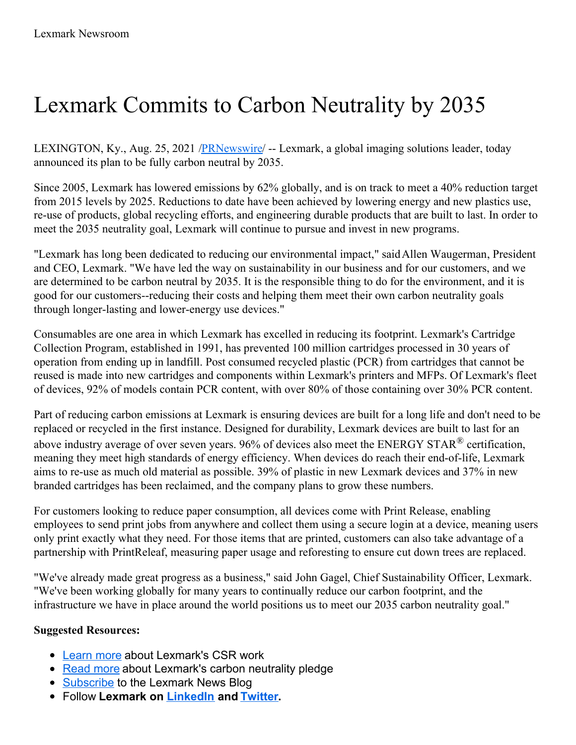Lexmark Newsroom

# Lexmark Commits to Carbon Neutrality by 2035

LEXINGTON, Ky., Aug. 25, 2021 /PRNewswire/ -- Lexmark, a global imaging solutions leader, today announced its plan to be fully carbon neutral by 2035.

Since 2005, Lexmark has lowered emissions by 62% globally, and is on track to meet a 40% reduction target from 2015 levels by 2025. Reductions to date have been achieved by lowering energy and new plastics use, re-use of products, global recycling efforts, and engineering durable products that are built to last. In order to meet the 2035 neutrality goal, Lexmark will continue to pursue and invest in new programs.

"Lexmark has long been dedicated to reducing our environmental impact," said Allen Waugerman, President and CEO, Lexmark. "We have led the way on sustainability in our business and for our customers, and we are determined to be carbon neutral by 2035. It is the responsible thing to do for the environment, and it is good for our customers--reducing their costs and helping them meet their own carbon neutrality goals through longer-lasting and lower-energy use devices."

Consumables are one area in which Lexmark has excelled in reducing its footprint. Lexmark's Cartridge Collection Program, established in 1991, has prevented 100 million cartridges processed in 30 years of operation from ending up in landfill. Post consumed recycled plastic (PCR) from cartridges that cannot be reused is made into new cartridges and components within Lexmark's printers and MFPs. Of Lexmark's fleet of devices, 92% of models contain PCR content, with over 80% of those containing over 30% PCR content.

Part of reducing carbon emissions at Lexmark is ensuring devices are built for a long life and don't need to be replaced or recycled in the first instance. Designed for durability, Lexmark devices are built to last for an above industry average of over seven years. 96% of devices also meet the ENERGY STAR® certification, meaning they meet high standards of energy efficiency. When devices do reach their end-of-life, Lexmark aims to re-use as much old material as possible. 39% of plastic in new Lexmark devices and 37% in new branded cartridges has been reclaimed, and the company plans to grow these numbers.

For customers looking to reduce paper consumption, all devices come with Print Release, enabling employees to send print jobs from anywhere and collect them using a secure login at a device, meaning users only print exactly what they need. For those items that are printed, customers can also take advantage of a partnership with PrintReleaf, measuring paper usage and reforesting to ensure cut down trees are replaced.

"We've already made great progress as a business," said John Gagel, Chief Sustainability Officer, Lexmark. "We've been working globally for many years to continually reduce our carbon footprint, and the infrastructure we have in place around the world positions us to meet our 2035 carbon neutrality goal."

**Suggested Resources:**

- Learn more about Lexmark's CSR work
- Read more about Lexmark's carbon neutrality pledge
- Subscribe to the Lexmark News Blog
- Follow **Lexmark on LinkedIn and Twitter.**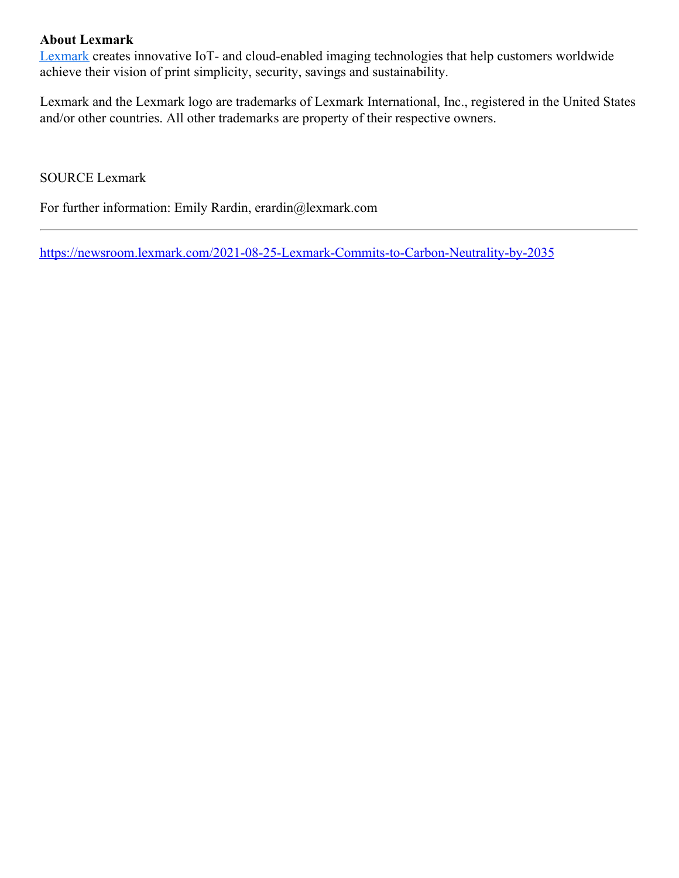**About Lexmark**

[Lexmark](https://www.lexmark.com) creates innovative IoT- and cloud-enabled imaging technologies that help customers worldwide achieve their vision of print simplicity, security, savings and sustainability.

Lexmark and the Lexmark logo are trademarks of Lexmark International, Inc., registered in the United States and/or other countries. All other trademarks are property of their respective owners.

SOURCE Lexmark

For further information: Emily Rardin, erardin@lexmark.com

---

https://newsroom.lexmark.com/2021-08-25-Lexmark-Commits-to-Carbon-Neutrality-by-2035